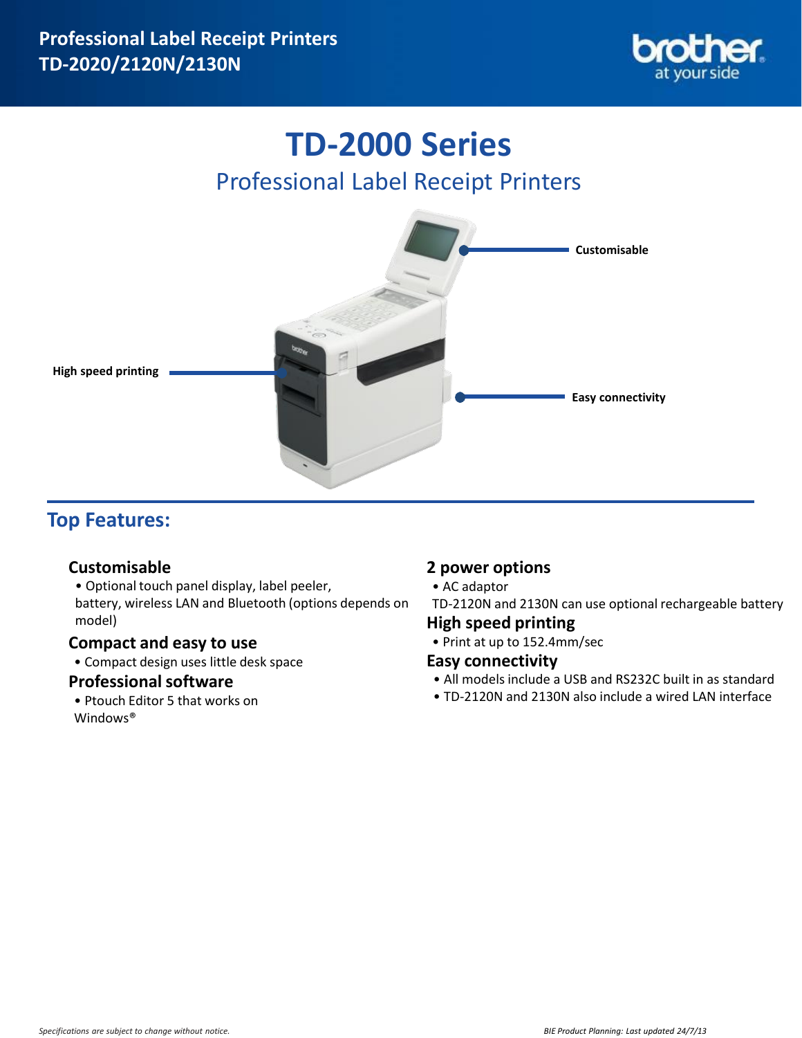# Professional Label Receipt Printers TD-2020/2120N/2130N

# TD-2000 Series

## Professional Label Receipt Printers

Customisable

High speed printing

Easy connectivity

## Top Features:

### Customisable

- Optional touch panel display, label peeler, battery, wireless LAN and Bluetooth (options depends on model)

### Compact and easy to use

- Compact design uses little desk space

### Professional software

- Ptouch Editor 5 that works on Windows®

### 2 power options

- AC adaptor

TD-2120N and 2130N can use optional rechargeable battery

### High speed printing

- Print at up to 152.4mm/sec

### Easy connectivity

- All models include a USB and RS232C built in as standard
- TD-2120N and 2130N also include a wired LAN interface

*Specifications are subject to change without notice.*

*BIE Product Planning: Last updated 24/7/13*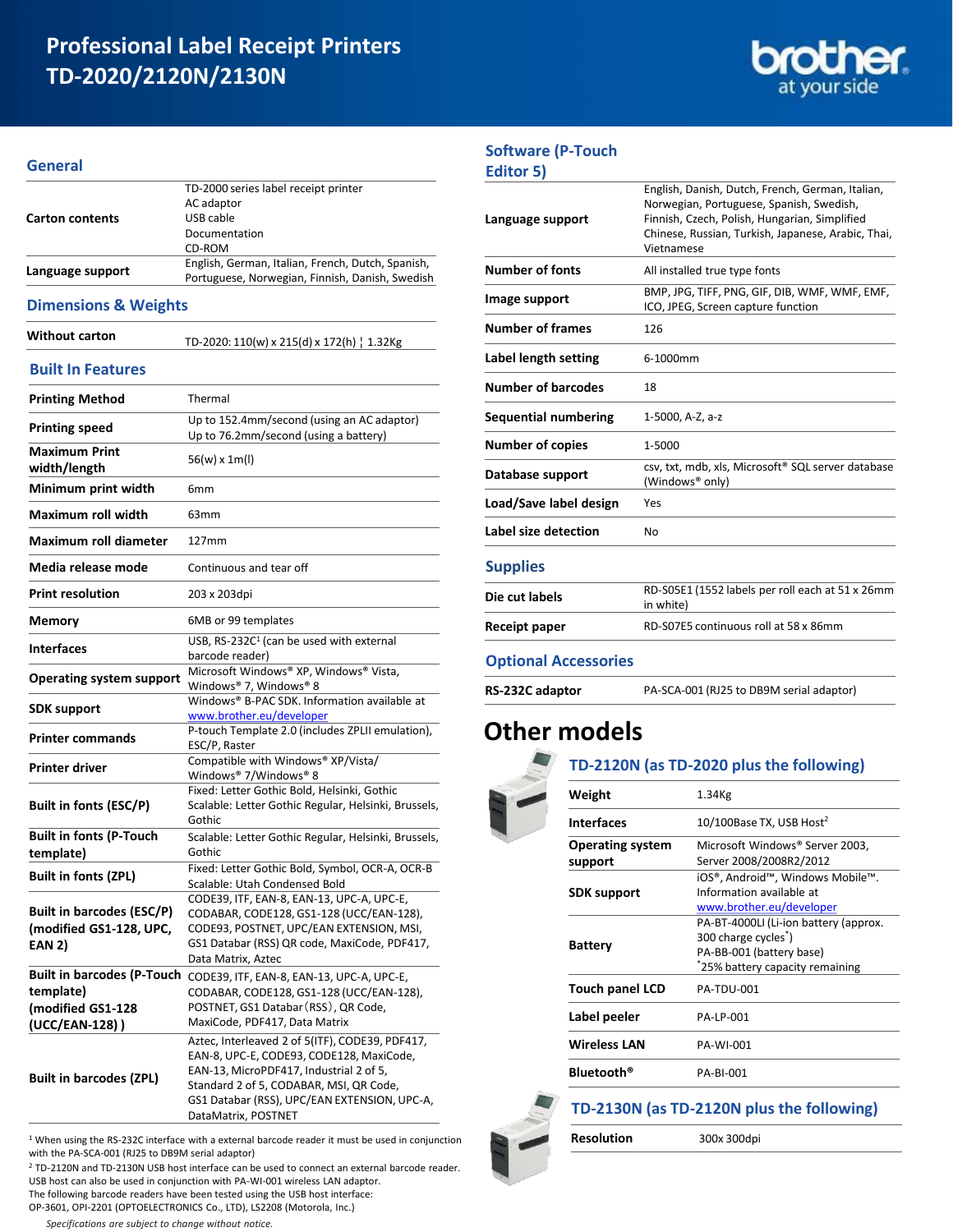# Professional Label Receipt Printers TD-2020/2120N/2130N

## General

| | |
|---|---|
| **Carton contents** | TD-2000 series label receipt printer<br>AC adaptor<br>USB cable<br>Documentation<br>CD-ROM |
| **Language support** | English, German, Italian, French, Dutch, Spanish, Portuguese, Norwegian, Finnish, Danish, Swedish |

## Dimensions & Weights

| | |
|---|---|
| **Without carton** | TD-2020: 110(w) x 215(d) x 172(h) ¦ 1.32Kg |

## Built In Features

| | |
|---|---|
| **Printing Method** | Thermal |
| **Printing speed** | Up to 152.4mm/second (using an AC adaptor)<br>Up to 76.2mm/second (using a battery) |
| **Maximum Print width/length** | 56(w) x 1m(l) |
| **Minimum print width** | 6mm |
| **Maximum roll width** | 63mm |
| **Maximum roll diameter** | 127mm |
| **Media release mode** | Continuous and tear off |
| **Print resolution** | 203 x 203dpi |
| **Memory** | 6MB or 99 templates |
| **Interfaces** | USB, RS-232C[1] (can be used with external barcode reader) |
| **Operating system support** | Microsoft Windows® XP, Windows® Vista, Windows® 7, Windows® 8 |
| **SDK support** | Windows® B-PAC SDK. Information available at www.brother.eu/developer |
| **Printer commands** | P-touch Template 2.0 (includes ZPLII emulation), ESC/P, Raster |
| **Printer driver** | Compatible with Windows® XP/Vista/ Windows® 7/Windows® 8 |
| **Built in fonts (ESC/P)** | Fixed: Letter Gothic Bold, Helsinki, Gothic<br>Scalable: Letter Gothic Regular, Helsinki, Brussels, Gothic |
| **Built in fonts (P-Touch template)** | Scalable: Letter Gothic Regular, Helsinki, Brussels, Gothic |
| **Built in fonts (ZPL)** | Fixed: Letter Gothic Bold, Symbol, OCR-A, OCR-B<br>Scalable: Utah Condensed Bold |
| **Built in barcodes (ESC/P) (modified GS1-128, UPC, EAN 2)** | CODE39, ITF, EAN-8, EAN-13, UPC-A, UPC-E, CODABAR, CODE128, GS1-128 (UCC/EAN-128), CODE93, POSTNET, UPC/EAN EXTENSION, MSI, GS1 Databar (RSS) QR code, MaxiCode, PDF417, Data Matrix, Aztec |
| **Built in barcodes (P-Touch template) (modified GS1-128 (UCC/EAN-128) )** | CODE39, ITF, EAN-8, EAN-13, UPC-A, UPC-E, CODABAR, CODE128, GS1-128 (UCC/EAN-128), POSTNET, GS1 Databar（RSS）, QR Code, MaxiCode, PDF417, Data Matrix |
| **Built in barcodes (ZPL)** | Aztec, Interleaved 2 of 5(ITF), CODE39, PDF417, EAN-8, UPC-E, CODE93, CODE128, MaxiCode, EAN-13, MicroPDF417, Industrial 2 of 5, Standard 2 of 5, CODABAR, MSI, QR Code, GS1 Databar (RSS), UPC/EAN EXTENSION, UPC-A, DataMatrix, POSTNET |

[1] When using the RS-232C interface with a external barcode reader it must be used in conjunction with the PA-SCA-001 (RJ25 to DB9M serial adaptor)

[2] TD-2120N and TD-2130N USB host interface can be used to connect an external barcode reader. USB host can also be used in conjunction with PA-WI-001 wireless LAN adaptor.
The following barcode readers have been tested using the USB host interface:
OP-3601, OPI-2201 (OPTOELECTRONICS Co., LTD), LS2208 (Motorola, Inc.)

*Specifications are subject to change without notice.*

## Software (P-Touch Editor 5)

| | |
|---|---|
| **Language support** | English, Danish, Dutch, French, German, Italian, Norwegian, Portuguese, Spanish, Swedish, Finnish, Czech, Polish, Hungarian, Simplified Chinese, Russian, Turkish, Japanese, Arabic, Thai, Vietnamese |
| **Number of fonts** | All installed true type fonts |
| **Image support** | BMP, JPG, TIFF, PNG, GIF, DIB, WMF, WMF, EMF, ICO, JPEG, Screen capture function |
| **Number of frames** | 126 |
| **Label length setting** | 6-1000mm |
| **Number of barcodes** | 18 |
| **Sequential numbering** | 1-5000, A-Z, a-z |
| **Number of copies** | 1-5000 |
| **Database support** | csv, txt, mdb, xls, Microsoft® SQL server database (Windows® only) |
| **Load/Save label design** | Yes |
| **Label size detection** | No |

## Supplies

| | |
|---|---|
| **Die cut labels** | RD-S05E1 (1552 labels per roll each at 51 x 26mm in white) |
| **Receipt paper** | RD-S07E5 continuous roll at 58 x 86mm |

## Optional Accessories

| | |
|---|---|
| **RS-232C adaptor** | PA-SCA-001 (RJ25 to DB9M serial adaptor) |

# Other models

## TD-2120N (as TD-2020 plus the following)

| | |
|---|---|
| **Weight** | 1.34Kg |
| **Interfaces** | 10/100Base TX, USB Host[2] |
| **Operating system support** | Microsoft Windows® Server 2003, Server 2008/2008R2/2012 |
| **SDK support** | iOS®, Android™, Windows Mobile™. Information available at www.brother.eu/developer |
| **Battery** | PA-BT-4000LI (Li-ion battery (approx. 300 charge cycles*)<br>PA-BB-001 (battery base)<br>*25% battery capacity remaining |
| **Touch panel LCD** | PA-TDU-001 |
| **Label peeler** | PA-LP-001 |
| **Wireless LAN** | PA-WI-001 |
| **Bluetooth®** | PA-BI-001 |

## TD-2130N (as TD-2120N plus the following)

| | |
|---|---|
| **Resolution** | 300x 300dpi |